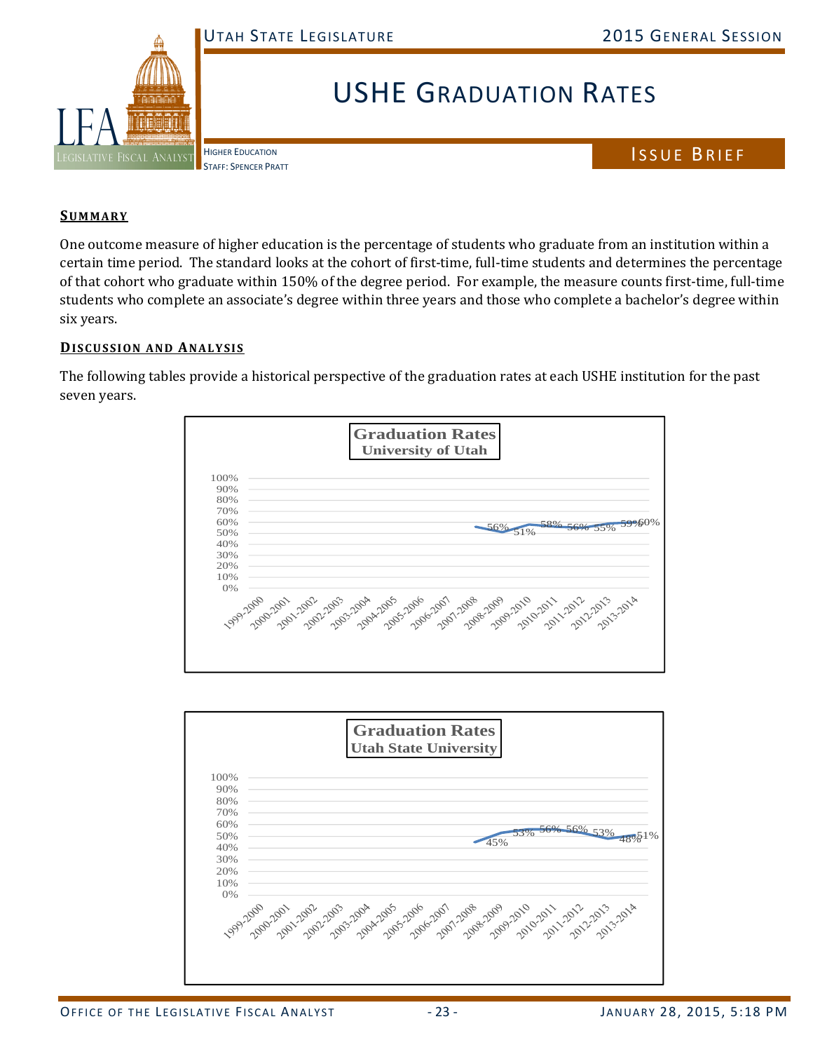# USHE Graduation Rates

Higher Education
Staff: Spencer Pratt

ISSUE BRIEF

## Summary

One outcome measure of higher education is the percentage of students who graduate from an institution within a certain time period. The standard looks at the cohort of first-time, full-time students and determines the percentage of that cohort who graduate within 150% of the degree period. For example, the measure counts first-time, full-time students who complete an associate's degree within three years and those who complete a bachelor's degree within six years.

## Discussion and Analysis

The following tables provide a historical perspective of the graduation rates at each USHE institution for the past seven years.

**Graduation Rates**
**University of Utah**

| Year | Graduation Rate |
|---|---|
| 2007-2008 | 56% |
| 2008-2009 | 51% |
| 2009-2010 | 58% |
| 2010-2011 | 56% |
| 2011-2012 | 55% |
| 2012-2013 | 59% |
| 2013-2014 | 60% |

**Graduation Rates**
**Utah State University**

| Year | Graduation Rate |
|---|---|
| 2007-2008 | 45% |
| 2008-2009 | 53% |
| 2009-2010 | 56% |
| 2010-2011 | 56% |
| 2011-2012 | 53% |
| 2012-2013 | 48% |
| 2013-2014 | 51% |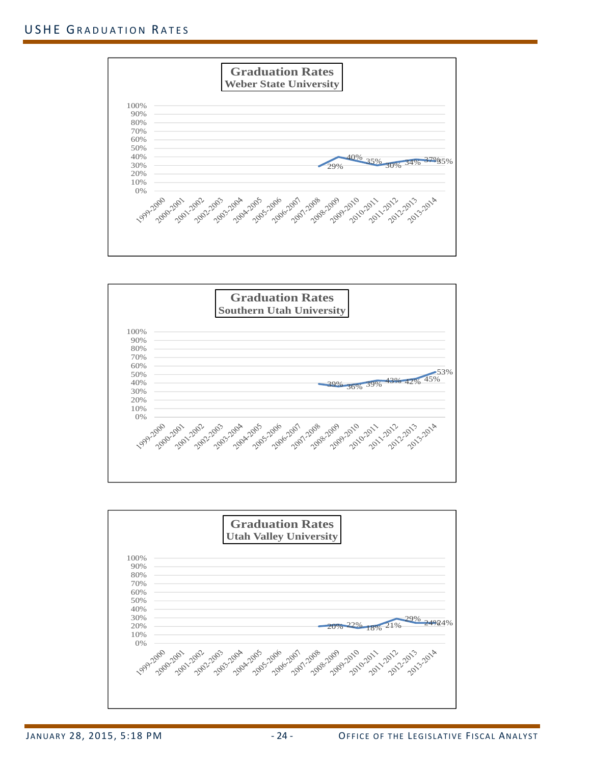**Graduation Rates**
**Weber State University**

| Year | Graduation Rate |
|---|---|
| 1999-2000 | |
| 2000-2001 | |
| 2001-2002 | |
| 2002-2003 | |
| 2003-2004 | |
| 2004-2005 | |
| 2005-2006 | |
| 2006-2007 | |
| 2007-2008 | 29% |
| 2008-2009 | 40% |
| 2009-2010 | 35% |
| 2010-2011 | 30% |
| 2011-2012 | 34% |
| 2012-2013 | 37% |
| 2013-2014 | 35% |

**Graduation Rates**
**Southern Utah University**

| Year | Graduation Rate |
|---|---|
| 1999-2000 | |
| 2000-2001 | |
| 2001-2002 | |
| 2002-2003 | |
| 2003-2004 | |
| 2004-2005 | |
| 2005-2006 | |
| 2006-2007 | |
| 2007-2008 | 39% |
| 2008-2009 | 36% |
| 2009-2010 | 39% |
| 2010-2011 | 43% |
| 2011-2012 | 42% |
| 2012-2013 | 45% |
| 2013-2014 | 53% |

**Graduation Rates**
**Utah Valley University**

| Year | Graduation Rate |
|---|---|
| 1999-2000 | |
| 2000-2001 | |
| 2001-2002 | |
| 2002-2003 | |
| 2003-2004 | |
| 2004-2005 | |
| 2005-2006 | |
| 2006-2007 | |
| 2007-2008 | 20% |
| 2008-2009 | 22% |
| 2009-2010 | 18% |
| 2010-2011 | 21% |
| 2011-2012 | 29% |
| 2012-2013 | 24% |
| 2013-2014 | 24% |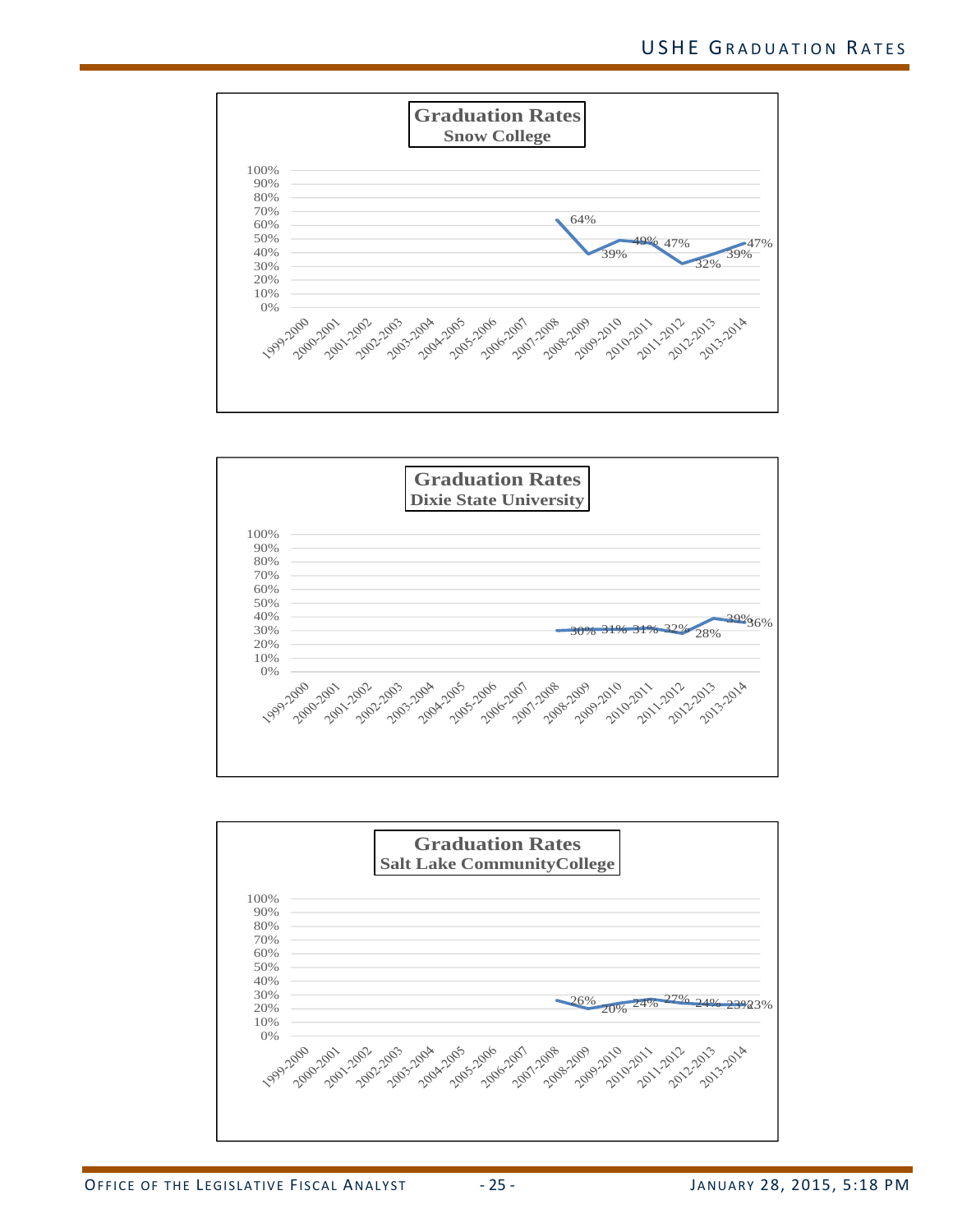**Graduation Rates**
**Snow College**

| Year | Graduation Rate |
|---|---|
| 1999-2000 | |
| 2000-2001 | |
| 2001-2002 | |
| 2002-2003 | |
| 2003-2004 | |
| 2004-2005 | |
| 2005-2006 | |
| 2006-2007 | |
| 2007-2008 | 64% |
| 2008-2009 | 39% |
| 2009-2010 | 49% |
| 2010-2011 | 47% |
| 2011-2012 | 32% |
| 2012-2013 | 39% |
| 2013-2014 | 47% |

**Graduation Rates**
**Dixie State University**

| Year | Graduation Rate |
|---|---|
| 1999-2000 | |
| 2000-2001 | |
| 2001-2002 | |
| 2002-2003 | |
| 2003-2004 | |
| 2004-2005 | |
| 2005-2006 | |
| 2006-2007 | |
| 2007-2008 | 30% |
| 2008-2009 | 31% |
| 2009-2010 | 31% |
| 2010-2011 | 32% |
| 2011-2012 | 28% |
| 2012-2013 | 39% |
| 2013-2014 | 36% |

**Graduation Rates**
**Salt Lake CommunityCollege**

| Year | Graduation Rate |
|---|---|
| 1999-2000 | |
| 2000-2001 | |
| 2001-2002 | |
| 2002-2003 | |
| 2003-2004 | |
| 2004-2005 | |
| 2005-2006 | |
| 2006-2007 | |
| 2007-2008 | 26% |
| 2008-2009 | 20% |
| 2009-2010 | 24% |
| 2010-2011 | 27% |
| 2011-2012 | 24% |
| 2012-2013 | 23% |
| 2013-2014 | 23% |